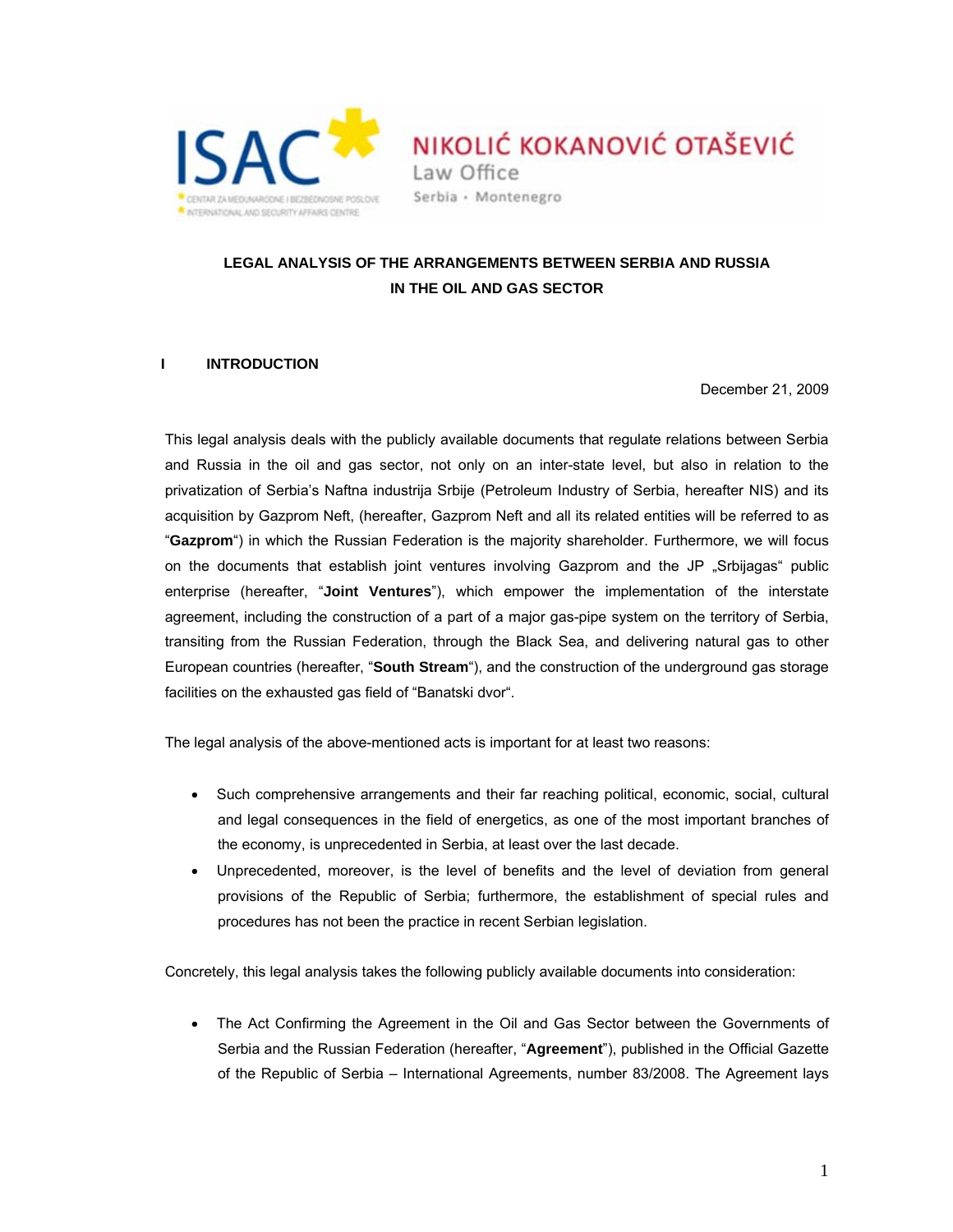ISAC – CENTAR ZA MEĐUNARODNE I BEZBEDNOSNE POSLOVE – INTERNATIONAL AND SECURITY AFFAIRS CENTRE

NIKOLIĆ KOKANOVIĆ OTAŠEVIĆ
Law Office
Serbia • Montenegro

# LEGAL ANALYSIS OF THE ARRANGEMENTS BETWEEN SERBIA AND RUSSIA IN THE OIL AND GAS SECTOR

## I INTRODUCTION

December 21, 2009

This legal analysis deals with the publicly available documents that regulate relations between Serbia and Russia in the oil and gas sector, not only on an inter-state level, but also in relation to the privatization of Serbia's Naftna industrija Srbije (Petroleum Industry of Serbia, hereafter NIS) and its acquisition by Gazprom Neft, (hereafter, Gazprom Neft and all its related entities will be referred to as "**Gazprom**") in which the Russian Federation is the majority shareholder. Furthermore, we will focus on the documents that establish joint ventures involving Gazprom and the JP „Srbijagas" public enterprise (hereafter, "**Joint Ventures**"), which empower the implementation of the interstate agreement, including the construction of a part of a major gas-pipe system on the territory of Serbia, transiting from the Russian Federation, through the Black Sea, and delivering natural gas to other European countries (hereafter, "**South Stream**"), and the construction of the underground gas storage facilities on the exhausted gas field of "Banatski dvor".

The legal analysis of the above-mentioned acts is important for at least two reasons:

- Such comprehensive arrangements and their far reaching political, economic, social, cultural and legal consequences in the field of energetics, as one of the most important branches of the economy, is unprecedented in Serbia, at least over the last decade.
- Unprecedented, moreover, is the level of benefits and the level of deviation from general provisions of the Republic of Serbia; furthermore, the establishment of special rules and procedures has not been the practice in recent Serbian legislation.

Concretely, this legal analysis takes the following publicly available documents into consideration:

- The Act Confirming the Agreement in the Oil and Gas Sector between the Governments of Serbia and the Russian Federation (hereafter, "**Agreement**"), published in the Official Gazette of the Republic of Serbia – International Agreements, number 83/2008. The Agreement lays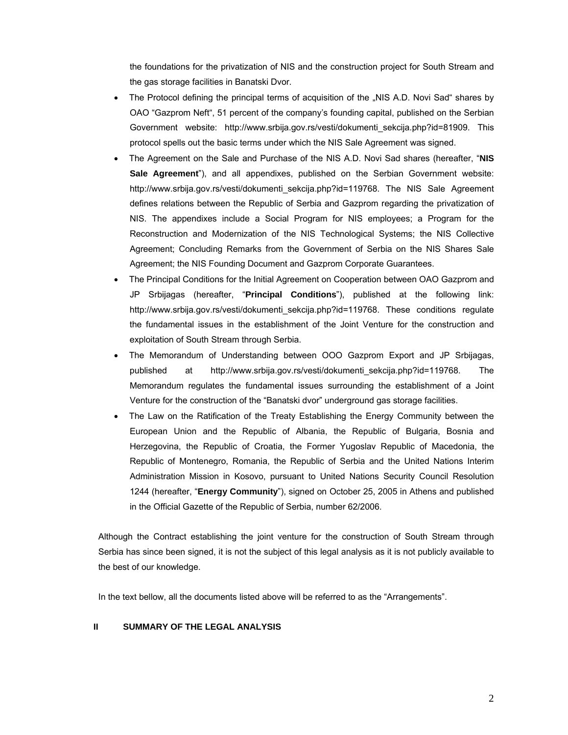the foundations for the privatization of NIS and the construction project for South Stream and the gas storage facilities in Banatski Dvor.

- The Protocol defining the principal terms of acquisition of the „NIS A.D. Novi Sad" shares by OAO "Gazprom Neft", 51 percent of the company's founding capital, published on the Serbian Government website: http://www.srbija.gov.rs/vesti/dokumenti_sekcija.php?id=81909. This protocol spells out the basic terms under which the NIS Sale Agreement was signed.
- The Agreement on the Sale and Purchase of the NIS A.D. Novi Sad shares (hereafter, "**NIS Sale Agreement**"), and all appendixes, published on the Serbian Government website: http://www.srbija.gov.rs/vesti/dokumenti_sekcija.php?id=119768. The NIS Sale Agreement defines relations between the Republic of Serbia and Gazprom regarding the privatization of NIS. The appendixes include a Social Program for NIS employees; a Program for the Reconstruction and Modernization of the NIS Technological Systems; the NIS Collective Agreement; Concluding Remarks from the Government of Serbia on the NIS Shares Sale Agreement; the NIS Founding Document and Gazprom Corporate Guarantees.
- The Principal Conditions for the Initial Agreement on Cooperation between OAO Gazprom and JP Srbijagas (hereafter, "**Principal Conditions**"), published at the following link: http://www.srbija.gov.rs/vesti/dokumenti_sekcija.php?id=119768. These conditions regulate the fundamental issues in the establishment of the Joint Venture for the construction and exploitation of South Stream through Serbia.
- The Memorandum of Understanding between OOO Gazprom Export and JP Srbijagas, published at http://www.srbija.gov.rs/vesti/dokumenti_sekcija.php?id=119768. The Memorandum regulates the fundamental issues surrounding the establishment of a Joint Venture for the construction of the "Banatski dvor" underground gas storage facilities.
- The Law on the Ratification of the Treaty Establishing the Energy Community between the European Union and the Republic of Albania, the Republic of Bulgaria, Bosnia and Herzegovina, the Republic of Croatia, the Former Yugoslav Republic of Macedonia, the Republic of Montenegro, Romania, the Republic of Serbia and the United Nations Interim Administration Mission in Kosovo, pursuant to United Nations Security Council Resolution 1244 (hereafter, "**Energy Community**"), signed on October 25, 2005 in Athens and published in the Official Gazette of the Republic of Serbia, number 62/2006.

Although the Contract establishing the joint venture for the construction of South Stream through Serbia has since been signed, it is not the subject of this legal analysis as it is not publicly available to the best of our knowledge.

In the text bellow, all the documents listed above will be referred to as the "Arrangements".

## II SUMMARY OF THE LEGAL ANALYSIS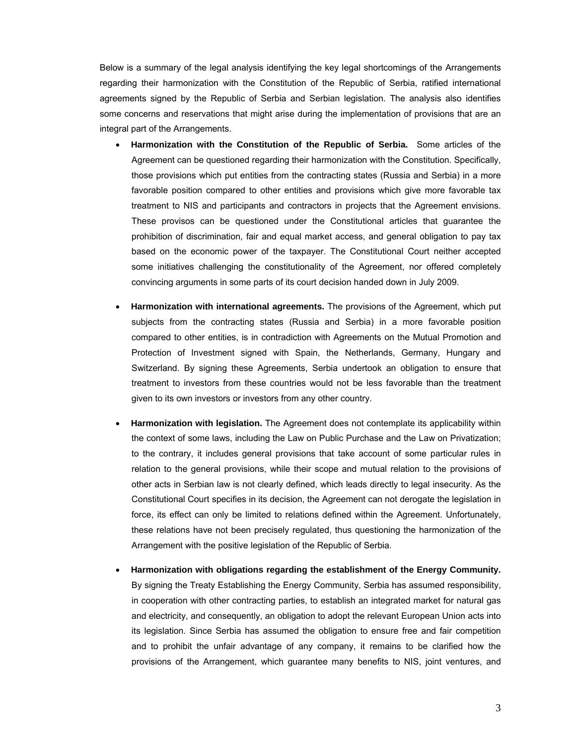Below is a summary of the legal analysis identifying the key legal shortcomings of the Arrangements regarding their harmonization with the Constitution of the Republic of Serbia, ratified international agreements signed by the Republic of Serbia and Serbian legislation. The analysis also identifies some concerns and reservations that might arise during the implementation of provisions that are an integral part of the Arrangements.

- **Harmonization with the Constitution of the Republic of Serbia.** Some articles of the Agreement can be questioned regarding their harmonization with the Constitution. Specifically, those provisions which put entities from the contracting states (Russia and Serbia) in a more favorable position compared to other entities and provisions which give more favorable tax treatment to NIS and participants and contractors in projects that the Agreement envisions. These provisos can be questioned under the Constitutional articles that guarantee the prohibition of discrimination, fair and equal market access, and general obligation to pay tax based on the economic power of the taxpayer. The Constitutional Court neither accepted some initiatives challenging the constitutionality of the Agreement, nor offered completely convincing arguments in some parts of its court decision handed down in July 2009.

- **Harmonization with international agreements.** The provisions of the Agreement, which put subjects from the contracting states (Russia and Serbia) in a more favorable position compared to other entities, is in contradiction with Agreements on the Mutual Promotion and Protection of Investment signed with Spain, the Netherlands, Germany, Hungary and Switzerland. By signing these Agreements, Serbia undertook an obligation to ensure that treatment to investors from these countries would not be less favorable than the treatment given to its own investors or investors from any other country.

- **Harmonization with legislation.** The Agreement does not contemplate its applicability within the context of some laws, including the Law on Public Purchase and the Law on Privatization; to the contrary, it includes general provisions that take account of some particular rules in relation to the general provisions, while their scope and mutual relation to the provisions of other acts in Serbian law is not clearly defined, which leads directly to legal insecurity. As the Constitutional Court specifies in its decision, the Agreement can not derogate the legislation in force, its effect can only be limited to relations defined within the Agreement. Unfortunately, these relations have not been precisely regulated, thus questioning the harmonization of the Arrangement with the positive legislation of the Republic of Serbia.

- **Harmonization with obligations regarding the establishment of the Energy Community.** By signing the Treaty Establishing the Energy Community, Serbia has assumed responsibility, in cooperation with other contracting parties, to establish an integrated market for natural gas and electricity, and consequently, an obligation to adopt the relevant European Union acts into its legislation. Since Serbia has assumed the obligation to ensure free and fair competition and to prohibit the unfair advantage of any company, it remains to be clarified how the provisions of the Arrangement, which guarantee many benefits to NIS, joint ventures, and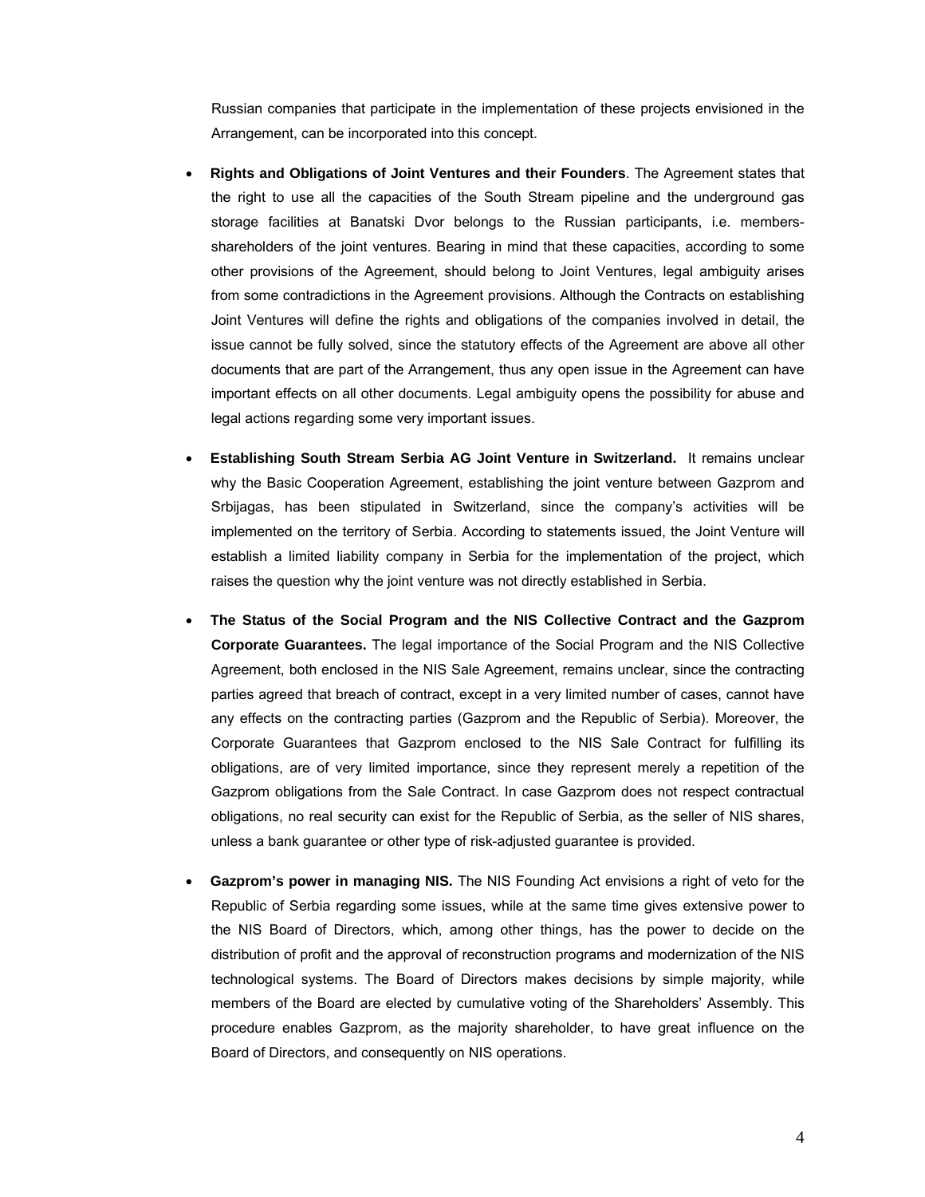Russian companies that participate in the implementation of these projects envisioned in the Arrangement, can be incorporated into this concept.

- **Rights and Obligations of Joint Ventures and their Founders**. The Agreement states that the right to use all the capacities of the South Stream pipeline and the underground gas storage facilities at Banatski Dvor belongs to the Russian participants, i.e. members-shareholders of the joint ventures. Bearing in mind that these capacities, according to some other provisions of the Agreement, should belong to Joint Ventures, legal ambiguity arises from some contradictions in the Agreement provisions. Although the Contracts on establishing Joint Ventures will define the rights and obligations of the companies involved in detail, the issue cannot be fully solved, since the statutory effects of the Agreement are above all other documents that are part of the Arrangement, thus any open issue in the Agreement can have important effects on all other documents. Legal ambiguity opens the possibility for abuse and legal actions regarding some very important issues.

- **Establishing South Stream Serbia AG Joint Venture in Switzerland.** It remains unclear why the Basic Cooperation Agreement, establishing the joint venture between Gazprom and Srbijagas, has been stipulated in Switzerland, since the company's activities will be implemented on the territory of Serbia. According to statements issued, the Joint Venture will establish a limited liability company in Serbia for the implementation of the project, which raises the question why the joint venture was not directly established in Serbia.

- **The Status of the Social Program and the NIS Collective Contract and the Gazprom Corporate Guarantees.** The legal importance of the Social Program and the NIS Collective Agreement, both enclosed in the NIS Sale Agreement, remains unclear, since the contracting parties agreed that breach of contract, except in a very limited number of cases, cannot have any effects on the contracting parties (Gazprom and the Republic of Serbia). Moreover, the Corporate Guarantees that Gazprom enclosed to the NIS Sale Contract for fulfilling its obligations, are of very limited importance, since they represent merely a repetition of the Gazprom obligations from the Sale Contract. In case Gazprom does not respect contractual obligations, no real security can exist for the Republic of Serbia, as the seller of NIS shares, unless a bank guarantee or other type of risk-adjusted guarantee is provided.

- **Gazprom's power in managing NIS.** The NIS Founding Act envisions a right of veto for the Republic of Serbia regarding some issues, while at the same time gives extensive power to the NIS Board of Directors, which, among other things, has the power to decide on the distribution of profit and the approval of reconstruction programs and modernization of the NIS technological systems. The Board of Directors makes decisions by simple majority, while members of the Board are elected by cumulative voting of the Shareholders' Assembly. This procedure enables Gazprom, as the majority shareholder, to have great influence on the Board of Directors, and consequently on NIS operations.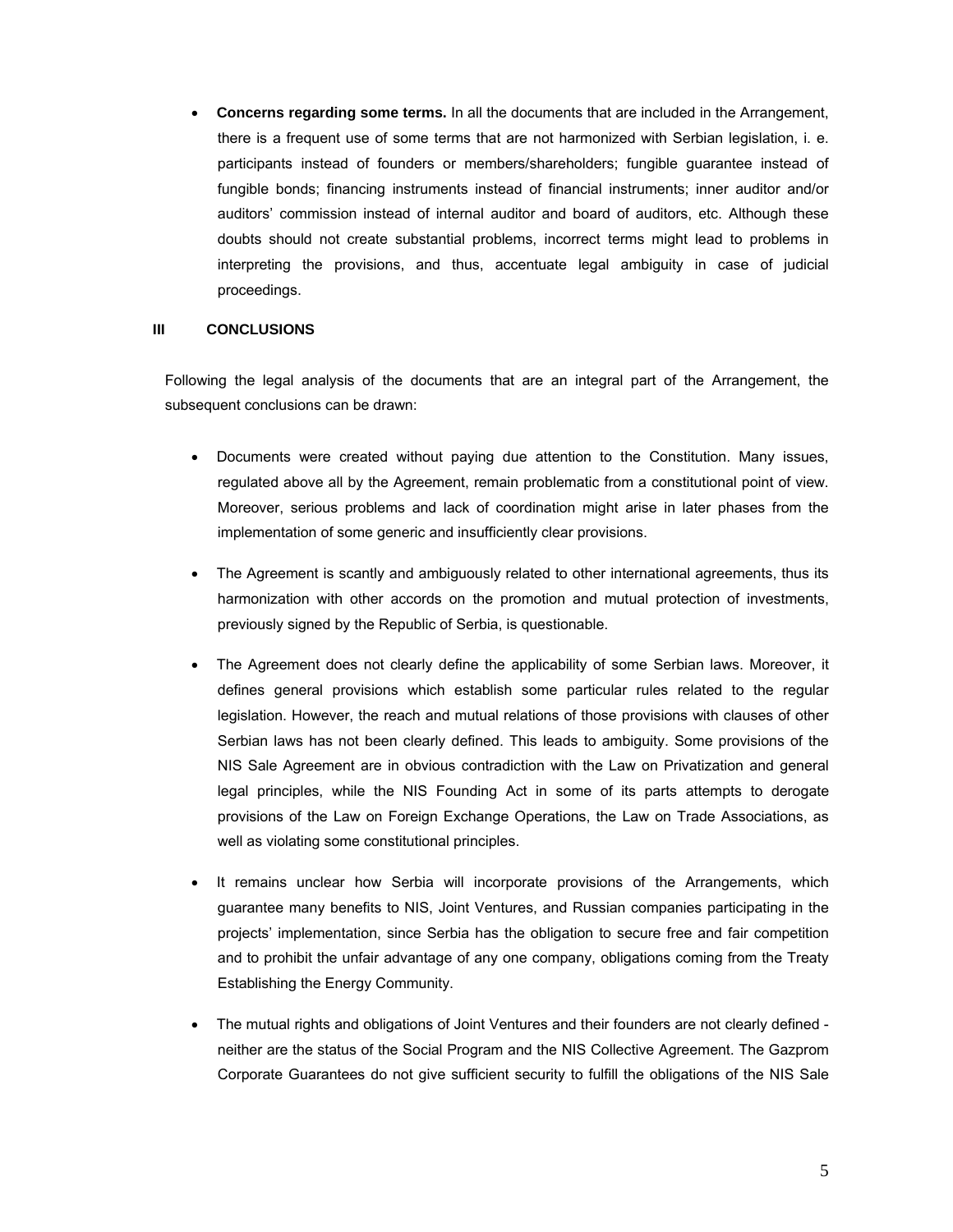- **Concerns regarding some terms.** In all the documents that are included in the Arrangement, there is a frequent use of some terms that are not harmonized with Serbian legislation, i. e. participants instead of founders or members/shareholders; fungible guarantee instead of fungible bonds; financing instruments instead of financial instruments; inner auditor and/or auditors' commission instead of internal auditor and board of auditors, etc. Although these doubts should not create substantial problems, incorrect terms might lead to problems in interpreting the provisions, and thus, accentuate legal ambiguity in case of judicial proceedings.

## III CONCLUSIONS

Following the legal analysis of the documents that are an integral part of the Arrangement, the subsequent conclusions can be drawn:

- Documents were created without paying due attention to the Constitution. Many issues, regulated above all by the Agreement, remain problematic from a constitutional point of view. Moreover, serious problems and lack of coordination might arise in later phases from the implementation of some generic and insufficiently clear provisions.

- The Agreement is scantly and ambiguously related to other international agreements, thus its harmonization with other accords on the promotion and mutual protection of investments, previously signed by the Republic of Serbia, is questionable.

- The Agreement does not clearly define the applicability of some Serbian laws. Moreover, it defines general provisions which establish some particular rules related to the regular legislation. However, the reach and mutual relations of those provisions with clauses of other Serbian laws has not been clearly defined. This leads to ambiguity. Some provisions of the NIS Sale Agreement are in obvious contradiction with the Law on Privatization and general legal principles, while the NIS Founding Act in some of its parts attempts to derogate provisions of the Law on Foreign Exchange Operations, the Law on Trade Associations, as well as violating some constitutional principles.

- It remains unclear how Serbia will incorporate provisions of the Arrangements, which guarantee many benefits to NIS, Joint Ventures, and Russian companies participating in the projects' implementation, since Serbia has the obligation to secure free and fair competition and to prohibit the unfair advantage of any one company, obligations coming from the Treaty Establishing the Energy Community.

- The mutual rights and obligations of Joint Ventures and their founders are not clearly defined - neither are the status of the Social Program and the NIS Collective Agreement. The Gazprom Corporate Guarantees do not give sufficient security to fulfill the obligations of the NIS Sale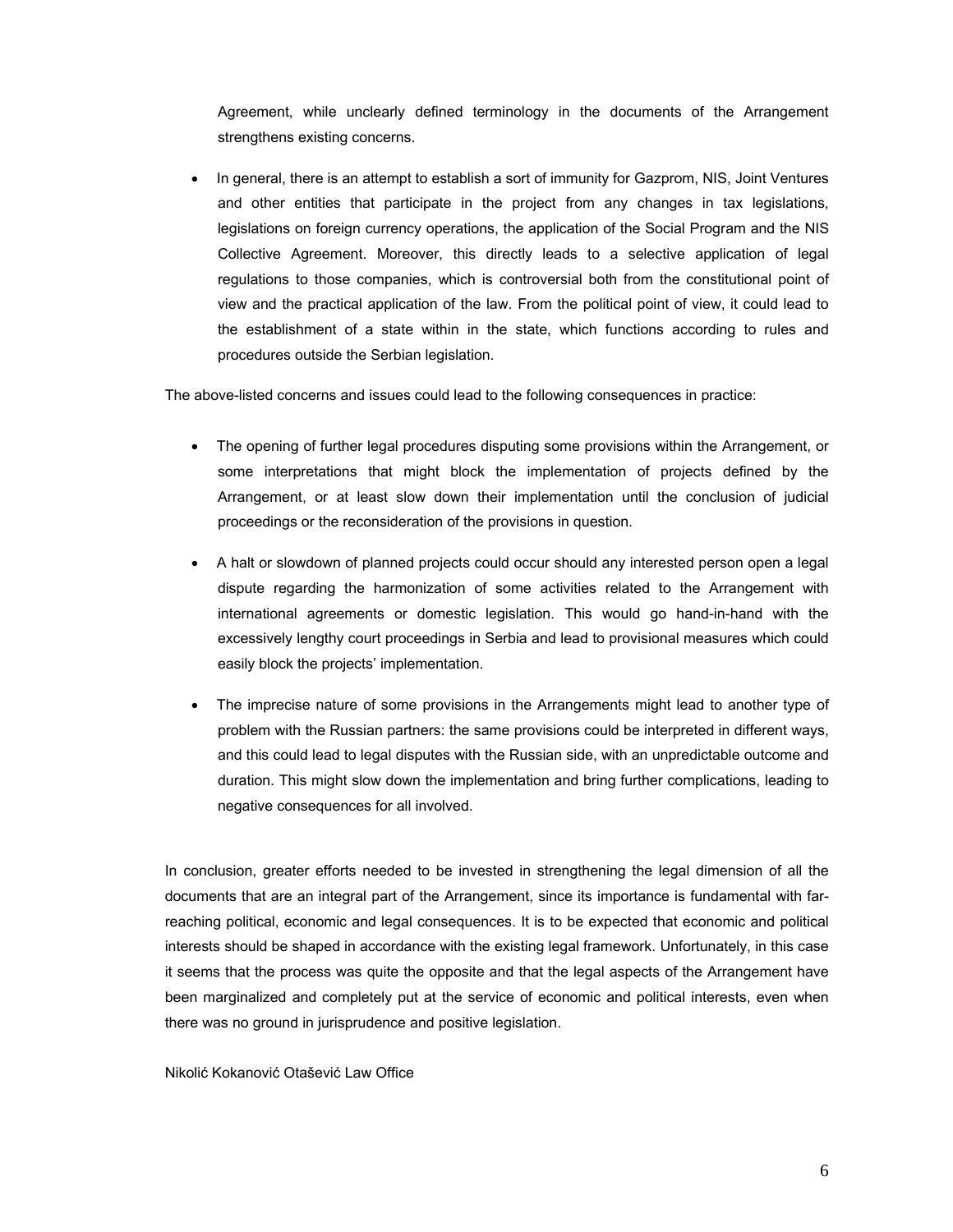Agreement, while unclearly defined terminology in the documents of the Arrangement strengthens existing concerns.

- In general, there is an attempt to establish a sort of immunity for Gazprom, NIS, Joint Ventures and other entities that participate in the project from any changes in tax legislations, legislations on foreign currency operations, the application of the Social Program and the NIS Collective Agreement. Moreover, this directly leads to a selective application of legal regulations to those companies, which is controversial both from the constitutional point of view and the practical application of the law. From the political point of view, it could lead to the establishment of a state within in the state, which functions according to rules and procedures outside the Serbian legislation.

The above-listed concerns and issues could lead to the following consequences in practice:

- The opening of further legal procedures disputing some provisions within the Arrangement, or some interpretations that might block the implementation of projects defined by the Arrangement, or at least slow down their implementation until the conclusion of judicial proceedings or the reconsideration of the provisions in question.

- A halt or slowdown of planned projects could occur should any interested person open a legal dispute regarding the harmonization of some activities related to the Arrangement with international agreements or domestic legislation. This would go hand-in-hand with the excessively lengthy court proceedings in Serbia and lead to provisional measures which could easily block the projects' implementation.

- The imprecise nature of some provisions in the Arrangements might lead to another type of problem with the Russian partners: the same provisions could be interpreted in different ways, and this could lead to legal disputes with the Russian side, with an unpredictable outcome and duration. This might slow down the implementation and bring further complications, leading to negative consequences for all involved.

In conclusion, greater efforts needed to be invested in strengthening the legal dimension of all the documents that are an integral part of the Arrangement, since its importance is fundamental with far-reaching political, economic and legal consequences. It is to be expected that economic and political interests should be shaped in accordance with the existing legal framework. Unfortunately, in this case it seems that the process was quite the opposite and that the legal aspects of the Arrangement have been marginalized and completely put at the service of economic and political interests, even when there was no ground in jurisprudence and positive legislation.

Nikolić Kokanović Otašević Law Office